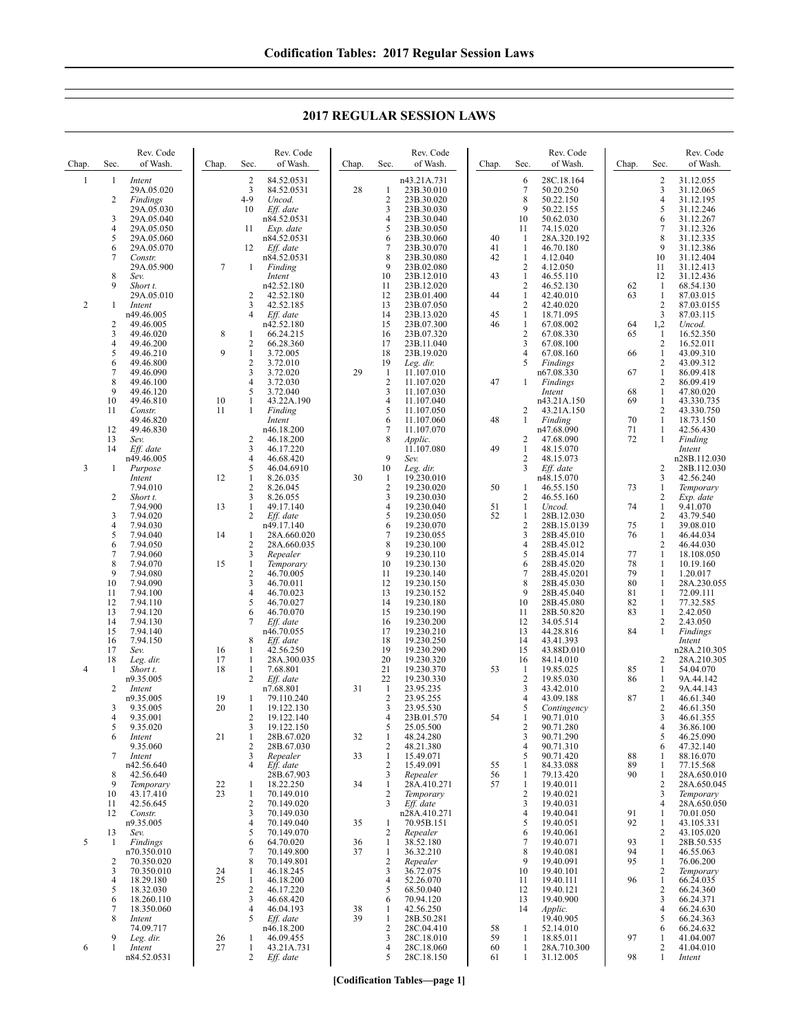# 2017 REGULAR SESSION LAWS

| Chap. | Sec. | Rev. Code of Wash. |
|---|---|---|
| 1 | 1 | *Intent* |
| | | 29A.05.020 |
| | 2 | *Findings* |
| | | 29A.05.030 |
| | 3 | 29A.05.040 |
| | 4 | 29A.05.050 |
| | 5 | 29A.05.060 |
| | 6 | 29A.05.070 |
| | 7 | *Constr.* |
| | | 29A.05.900 |
| | 8 | *Sev.* |
| | 9 | *Short t.* |
| | | 29A.05.010 |
| 2 | 1 | *Intent* |
| | | n49.46.005 |
| | 2 | 49.46.005 |
| | 3 | 49.46.020 |
| | 4 | 49.46.200 |
| | 5 | 49.46.210 |
| | 6 | 49.46.800 |
| | 7 | 49.46.090 |
| | 8 | 49.46.100 |
| | 9 | 49.46.120 |
| | 10 | 49.46.810 |
| | 11 | *Constr.* |
| | | 49.46.820 |
| | 12 | 49.46.830 |
| | 13 | *Sev.* |
| | 14 | *Eff. date* |
| | | n49.46.005 |
| 3 | 1 | *Purpose* |
| | | *Intent* |
| | | 7.94.010 |
| | 2 | *Short t.* |
| | | 7.94.900 |
| | 3 | 7.94.020 |
| | 4 | 7.94.030 |
| | 5 | 7.94.040 |
| | 6 | 7.94.050 |
| | 7 | 7.94.060 |
| | 8 | 7.94.070 |
| | 9 | 7.94.080 |
| | 10 | 7.94.090 |
| | 11 | 7.94.100 |
| | 12 | 7.94.110 |
| | 13 | 7.94.120 |
| | 14 | 7.94.130 |
| | 15 | 7.94.140 |
| | 16 | 7.94.150 |
| | 17 | *Sev.* |
| | 18 | *Leg. dir.* |
| 4 | 1 | *Short t.* |
| | | n9.35.005 |
| | 2 | *Intent* |
| | | n9.35.005 |
| | 3 | 9.35.005 |
| | 4 | 9.35.001 |
| | 5 | 9.35.020 |
| | 6 | *Intent* |
| | | 9.35.060 |
| | 7 | *Intent* |
| | | n42.56.640 |
| | 8 | 42.56.640 |
| | 9 | *Temporary* |
| | 10 | 43.17.410 |
| | 11 | 42.56.645 |
| | 12 | *Constr.* |
| | | n9.35.005 |
| | 13 | *Sev.* |
| 5 | 1 | *Findings* |
| | | n70.350.010 |
| | 2 | 70.350.020 |
| | 3 | 70.350.010 |
| | 4 | 18.29.180 |
| | 5 | 18.32.030 |
| | 6 | 18.260.110 |
| | 7 | 18.350.060 |
| | 8 | *Intent* |
| | | 74.09.717 |
| | 9 | *Leg. dir.* |
| 6 | 1 | *Intent* |
| | | n84.52.0531 |
| | 2 | 84.52.0531 |
| | 3 | 84.52.0531 |
| | 4-9 | *Uncod.* |
| | 10 | *Eff. date* |
| | | n84.52.0531 |
| | 11 | *Exp. date* |
| | | n84.52.0531 |
| | 12 | *Eff. date* |
| | | n84.52.0531 |
| 7 | 1 | *Finding* |
| | | *Intent* |
| | | n42.52.180 |
| | 2 | 42.52.180 |
| | 3 | 42.52.185 |
| | 4 | *Eff. date* |
| | | n42.52.180 |
| 8 | 1 | 66.24.215 |
| | 2 | 66.28.360 |
| 9 | 1 | 3.72.005 |
| | 2 | 3.72.010 |
| | 3 | 3.72.020 |
| | 4 | 3.72.030 |
| | 5 | 3.72.040 |
| 10 | 1 | 43.22A.190 |
| 11 | 1 | *Finding* |
| | | *Intent* |
| | | n46.18.200 |
| | 2 | 46.18.200 |
| | 3 | 46.17.220 |
| | 4 | 46.68.420 |
| | 5 | 46.04.6910 |
| 12 | 1 | 8.26.035 |
| | 2 | 8.26.045 |
| | 3 | 8.26.055 |
| 13 | 1 | 49.17.140 |
| | 2 | *Eff. date* |
| | | n49.17.140 |
| 14 | 1 | 28A.660.020 |
| | 2 | 28A.660.035 |
| | 3 | *Repealer* |
| 15 | 1 | *Temporary* |
| | 2 | 46.70.005 |
| | 3 | 46.70.011 |
| | 4 | 46.70.023 |
| | 5 | 46.70.027 |
| | 6 | 46.70.070 |
| | 7 | *Eff. date* |
| | | n46.70.055 |
| | 8 | *Eff. date* |
| 16 | 1 | 42.56.250 |
| 17 | 1 | 28A.300.035 |
| 18 | 1 | 7.68.801 |
| | 2 | *Eff. date* |
| | | n7.68.801 |
| 19 | 1 | 79.110.240 |
| 20 | 1 | 19.122.130 |
| | 2 | 19.122.140 |
| | 3 | 19.122.150 |
| 21 | 1 | 28B.67.020 |
| | 2 | 28B.67.030 |
| | 3 | *Repealer* |
| | 4 | *Eff. date* |
| | | 28B.67.903 |
| 22 | 1 | 18.22.250 |
| 23 | 1 | 70.149.010 |
| | 2 | 70.149.020 |
| | 3 | 70.149.030 |
| | 4 | 70.149.040 |
| | 5 | 70.149.070 |
| | 6 | 64.70.020 |
| | 7 | 70.149.800 |
| | 8 | 70.149.801 |
| 24 | 1 | 46.18.245 |
| 25 | 1 | 46.18.200 |
| | 2 | 46.17.220 |
| | 3 | 46.68.420 |
| | 4 | 46.04.193 |
| | 5 | *Eff. date* |
| | | n46.18.200 |
| 26 | 1 | 46.09.455 |
| 27 | 1 | 43.21A.731 |
| | 2 | *Eff. date* |
| | | n43.21A.731 |
| 28 | 1 | 23B.30.010 |
| | 2 | 23B.30.020 |
| | 3 | 23B.30.030 |
| | 4 | 23B.30.040 |
| | 5 | 23B.30.050 |
| | 6 | 23B.30.060 |
| | 7 | 23B.30.070 |
| | 8 | 23B.30.080 |
| | 9 | 23B.02.080 |
| | 10 | 23B.12.010 |
| | 11 | 23B.12.020 |
| | 12 | 23B.01.400 |
| | 13 | 23B.07.050 |
| | 14 | 23B.13.020 |
| | 15 | 23B.07.300 |
| | 16 | 23B.07.320 |
| | 17 | 23B.11.040 |
| | 18 | 23B.19.020 |
| | 19 | *Leg. dir.* |
| 29 | 1 | 11.107.010 |
| | 2 | 11.107.020 |
| | 3 | 11.107.030 |
| | 4 | 11.107.040 |
| | 5 | 11.107.050 |
| | 6 | 11.107.060 |
| | 7 | 11.107.070 |
| | 8 | *Applic.* |
| | | 11.107.080 |
| | 9 | *Sev.* |
| | 10 | *Leg. dir.* |
| 30 | 1 | 19.230.010 |
| | 2 | 19.230.020 |
| | 3 | 19.230.030 |
| | 4 | 19.230.040 |
| | 5 | 19.230.050 |
| | 6 | 19.230.070 |
| | 7 | 19.230.055 |
| | 8 | 19.230.100 |
| | 9 | 19.230.110 |
| | 10 | 19.230.130 |
| | 11 | 19.230.140 |
| | 12 | 19.230.150 |
| | 13 | 19.230.152 |
| | 14 | 19.230.180 |
| | 15 | 19.230.190 |
| | 16 | 19.230.200 |
| | 17 | 19.230.210 |
| | 18 | 19.230.250 |
| | 19 | 19.230.290 |
| | 20 | 19.230.320 |
| | 21 | 19.230.370 |
| | 22 | 19.230.330 |
| 31 | 1 | 23.95.235 |
| | 2 | 23.95.255 |
| | 3 | 23.95.530 |
| | 4 | 23B.01.570 |
| | 5 | 25.05.500 |
| 32 | 1 | 48.24.280 |
| | 2 | 48.21.380 |
| 33 | 1 | 15.49.071 |
| | 2 | 15.49.091 |
| | 3 | *Repealer* |
| 34 | 1 | 28A.410.271 |
| | 2 | *Temporary* |
| | 3 | *Eff. date* |
| | | n28A.410.271 |
| 35 | 1 | 70.95B.151 |
| | 2 | *Repealer* |
| 36 | 1 | 38.52.180 |
| 37 | 1 | 36.32.210 |
| | 2 | *Repealer* |
| | 3 | 36.72.075 |
| | 4 | 52.26.070 |
| | 5 | 68.50.040 |
| | 6 | 70.94.120 |
| 38 | 1 | 42.56.250 |
| 39 | 1 | 28B.50.281 |
| | 2 | 28C.04.410 |
| | 3 | 28C.18.010 |
| | 4 | 28C.18.060 |
| | 5 | 28C.18.150 |
| | 6 | 28C.18.164 |
| | 7 | 50.20.250 |
| | 8 | 50.22.150 |
| | 9 | 50.22.155 |
| | 10 | 50.62.030 |
| | 11 | 74.15.020 |
| 40 | 1 | 28A.320.192 |
| 41 | 1 | 46.70.180 |
| 42 | 1 | 4.12.040 |
| | 2 | 4.12.050 |
| 43 | 1 | 46.55.110 |
| | 2 | 46.52.130 |
| 44 | 1 | 42.40.010 |
| | 2 | 42.40.020 |
| 45 | 1 | 18.71.095 |
| 46 | 1 | 67.08.002 |
| | 2 | 67.08.330 |
| | 3 | 67.08.100 |
| | 4 | 67.08.160 |
| | 5 | *Findings* |
| | | n67.08.330 |
| 47 | 1 | *Findings* |
| | | *Intent* |
| | | n43.21A.150 |
| | 2 | 43.21A.150 |
| 48 | 1 | *Finding* |
| | | n47.68.090 |
| | 2 | 47.68.090 |
| 49 | 1 | 48.15.070 |
| | 2 | 48.15.073 |
| | 3 | *Eff. date* |
| | | n48.15.070 |
| 50 | 1 | 46.55.150 |
| | 2 | 46.55.160 |
| 51 | 1 | *Uncod.* |
| 52 | 1 | 28B.12.030 |
| | 2 | 28B.15.0139 |
| | 3 | 28B.45.010 |
| | 4 | 28B.45.012 |
| | 5 | 28B.45.014 |
| | 6 | 28B.45.020 |
| | 7 | 28B.45.0201 |
| | 8 | 28B.45.030 |
| | 9 | 28B.45.040 |
| | 10 | 28B.45.080 |
| | 11 | 28B.50.820 |
| | 12 | 34.05.514 |
| | 13 | 44.28.816 |
| | 14 | 43.41.393 |
| | 15 | 43.88D.010 |
| | 16 | 84.14.010 |
| 53 | 1 | 19.85.025 |
| | 2 | 19.85.030 |
| | 3 | 43.42.010 |
| | 4 | 43.09.188 |
| | 5 | *Contingency* |
| 54 | 1 | 90.71.010 |
| | 2 | 90.71.280 |
| | 3 | 90.71.290 |
| | 4 | 90.71.310 |
| | 5 | 90.71.420 |
| 55 | 1 | 84.33.088 |
| 56 | 1 | 79.13.420 |
| 57 | 1 | 19.40.011 |
| | 2 | 19.40.021 |
| | 3 | 19.40.031 |
| | 4 | 19.40.041 |
| | 5 | 19.40.051 |
| | 6 | 19.40.061 |
| | 7 | 19.40.071 |
| | 8 | 19.40.081 |
| | 9 | 19.40.091 |
| | 10 | 19.40.101 |
| | 11 | 19.40.111 |
| | 12 | 19.40.121 |
| | 13 | 19.40.900 |
| | 14 | *Applic.* |
| | | 19.40.905 |
| 58 | 1 | 52.14.010 |
| 59 | 1 | 18.85.011 |
| 60 | 1 | 28A.710.300 |
| 61 | 1 | 31.12.005 |
| | 2 | 31.12.055 |
| | 3 | 31.12.065 |
| | 4 | 31.12.195 |
| | 5 | 31.12.246 |
| | 6 | 31.12.267 |
| | 7 | 31.12.326 |
| | 8 | 31.12.335 |
| | 9 | 31.12.386 |
| | 10 | 31.12.404 |
| | 11 | 31.12.413 |
| | 12 | 31.12.436 |
| 62 | 1 | 68.54.130 |
| 63 | 1 | 87.03.015 |
| | 2 | 87.03.0155 |
| | 3 | 87.03.115 |
| 64 | 1,2 | *Uncod.* |
| 65 | 1 | 16.52.350 |
| | 2 | 16.52.011 |
| 66 | 1 | 43.09.310 |
| | 2 | 43.09.312 |
| 67 | 1 | 86.09.418 |
| | 2 | 86.09.419 |
| 68 | 1 | 47.80.020 |
| 69 | 1 | 43.330.735 |
| | 2 | 43.330.750 |
| 70 | 1 | 18.73.150 |
| 71 | 1 | 42.56.430 |
| 72 | 1 | *Finding* |
| | | *Intent* |
| | | n28B.112.030 |
| | 2 | 28B.112.030 |
| | 3 | 42.56.240 |
| 73 | 1 | *Temporary* |
| | 2 | *Exp. date* |
| 74 | 1 | 9.41.070 |
| | 2 | 43.79.540 |
| 75 | 1 | 39.08.010 |
| 76 | 1 | 46.44.034 |
| | 2 | 46.44.030 |
| 77 | 1 | 18.108.050 |
| 78 | 1 | 10.19.160 |
| 79 | 1 | 1.20.017 |
| 80 | 1 | 28A.230.055 |
| 81 | 1 | 72.09.111 |
| 82 | 1 | 77.32.585 |
| 83 | 1 | 2.42.050 |
| | 2 | 2.43.050 |
| 84 | 1 | *Findings* |
| | | *Intent* |
| | | n28A.210.305 |
| | 2 | 28A.210.305 |
| 85 | 1 | 54.04.070 |
| 86 | 1 | 9A.44.142 |
| | 2 | 9A.44.143 |
| 87 | 1 | 46.61.340 |
| | 2 | 46.61.350 |
| | 3 | 46.61.355 |
| | 4 | 36.86.100 |
| | 5 | 46.25.090 |
| | 6 | 47.32.140 |
| 88 | 1 | 88.16.070 |
| 89 | 1 | 77.15.568 |
| 90 | 1 | 28A.650.010 |
| | 2 | 28A.650.045 |
| | 3 | *Temporary* |
| | 4 | 28A.650.050 |
| 91 | 1 | 70.01.050 |
| 92 | 1 | 43.105.331 |
| | 2 | 43.105.020 |
| 93 | 1 | 28B.50.535 |
| 94 | 1 | 46.55.063 |
| 95 | 1 | 76.06.200 |
| | 2 | *Temporary* |
| 96 | 1 | 66.24.035 |
| | 2 | 66.24.360 |
| | 3 | 66.24.371 |
| | 4 | 66.24.630 |
| | 5 | 66.24.363 |
| | 6 | 66.24.632 |
| 97 | 1 | 41.04.007 |
| | 2 | 41.04.010 |
| 98 | 1 | *Intent* |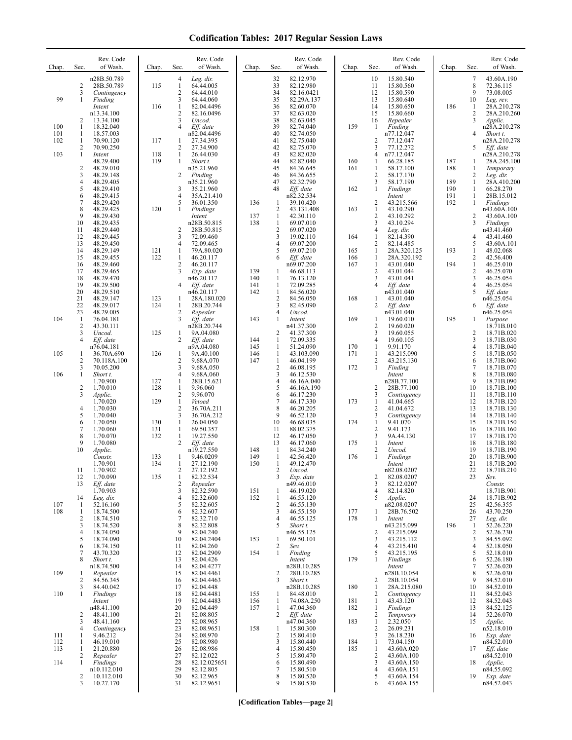# Codification Tables: 2017 Regular Session Laws

| Chap. | Sec. | Rev. Code of Wash. |
|---|---|---|
| | | n28B.50.789 |
| | 2 | 28B.50.789 |
| | 3 | *Contingency* |
| 99 | 1 | *Finding* |
| | | *Intent* |
| | | n13.34.100 |
| | 2 | 13.34.100 |
| 100 | 1 | 18.32.040 |
| 101 | 1 | 18.57.003 |
| 102 | 1 | 70.90.120 |
| | 2 | 70.90.250 |
| 103 | 1 | *Intent* |
| | | 48.29.400 |
| | 2 | 48.29.010 |
| | 3 | 48.29.148 |
| | 4 | 48.29.405 |
| | 5 | 48.29.410 |
| | 6 | 48.29.415 |
| | 7 | 48.29.420 |
| | 8 | 48.29.425 |
| | 9 | 48.29.430 |
| | 10 | 48.29.435 |
| | 11 | 48.29.440 |
| | 12 | 48.29.445 |
| | 13 | 48.29.450 |
| | 14 | 48.29.149 |
| | 15 | 48.29.455 |
| | 16 | 48.29.460 |
| | 17 | 48.29.465 |
| | 18 | 48.29.470 |
| | 19 | 48.29.500 |
| | 20 | 48.29.510 |
| | 21 | 48.29.147 |
| | 22 | 48.29.017 |
| | 23 | 48.29.005 |
| 104 | 1 | 76.04.181 |
| | 2 | 43.30.111 |
| | 3 | *Uncod.* |
| | 4 | *Eff. date* |
| | | n76.04.181 |
| 105 | 1 | 36.70A.690 |
| | 2 | 70.118A.100 |
| | 3 | 70.05.200 |
| 106 | 1 | *Short t.* |
| | | 1.70.900 |
| | 2 | 1.70.010 |
| | 3 | *Applic.* |
| | | 1.70.020 |
| | 4 | 1.70.030 |
| | 5 | 1.70.040 |
| | 6 | 1.70.050 |
| | 7 | 1.70.060 |
| | 8 | 1.70.070 |
| | 9 | 1.70.080 |
| | 10 | *Applic.* |
| | | *Constr.* |
| | | 1.70.901 |
| | 11 | 1.70.902 |
| | 12 | 1.70.090 |
| | 13 | *Eff. date* |
| | | 1.70.903 |
| | 14 | *Leg. dir.* |
| 107 | 1 | 52.16.160 |
| 108 | 1 | 18.74.500 |
| | 2 | 18.74.510 |
| | 3 | 18.74.520 |
| | 4 | 18.74.050 |
| | 5 | 18.74.090 |
| | 6 | 18.74.150 |
| | 7 | 43.70.320 |
| | 8 | *Short t.* |
| | | n18.74.500 |
| 109 | 1 | *Repealer* |
| | 2 | 84.56.345 |
| | 3 | 84.40.042 |
| 110 | 1 | *Findings* |
| | | *Intent* |
| | | n48.41.100 |
| | 2 | 48.41.100 |
| | 3 | 48.41.160 |
| | 4 | *Contingency* |
| 111 | 1 | 9.46.212 |
| 112 | 1 | 46.19.010 |
| 113 | 1 | 21.20.880 |
| | 2 | *Repealer* |
| 114 | 1 | *Findings* |
| | | n10.112.010 |
| | 2 | 10.112.010 |
| | 3 | 10.27.170 |
| | 4 | *Leg. dir.* |
| 115 | 1 | 64.44.005 |
| | 2 | 64.44.010 |
| | 3 | 64.44.060 |
| 116 | 1 | 82.04.4496 |
| | 2 | 82.16.0496 |
| | 3 | *Uncod.* |
| | 4 | *Eff. date* |
| | | n82.04.4496 |
| 117 | 1 | 27.34.395 |
| | 2 | 27.34.900 |
| 118 | 1 | 26.44.030 |
| 119 | 1 | *Short t.* |
| | | n35.21.960 |
| | 2 | *Finding* |
| | | n35.21.960 |
| | 3 | 35.21.960 |
| | 4 | 35A.21.410 |
| | 5 | 36.01.350 |
| 120 | 1 | *Findings* |
| | | *Intent* |
| | | n28B.50.815 |
| | 2 | 28B.50.815 |
| | 3 | 72.09.460 |
| | 4 | 72.09.465 |
| 121 | 1 | 79A.80.020 |
| 122 | 1 | 46.20.117 |
| | 2 | 46.20.117 |
| | 3 | *Exp. date* |
| | | n46.20.117 |
| | 4 | *Eff. date* |
| | | n46.20.117 |
| 123 | 1 | 28A.180.020 |
| 124 | 1 | 28B.20.744 |
| | 2 | *Repealer* |
| | 3 | *Eff. date* |
| | | n28B.20.744 |
| 125 | 1 | 9A.04.080 |
| | 2 | *Eff. date* |
| | | n9A.04.080 |
| 126 | 1 | 9A.40.100 |
| | 2 | 9.68A.070 |
| | 3 | 9.68A.050 |
| | 4 | 9.68A.060 |
| 127 | 1 | 28B.15.621 |
| 128 | 1 | 9.96.060 |
| | 2 | 9.96.070 |
| 129 | 1 | *Vetoed* |
| | 2 | 36.70A.211 |
| | 3 | 36.70A.212 |
| 130 | 1 | 26.04.050 |
| 131 | 1 | 69.50.357 |
| 132 | 1 | 19.27.550 |
| | 2 | *Eff. date* |
| | | n19.27.550 |
| 133 | 1 | 9.46.0209 |
| 134 | 1 | 27.12.190 |
| | 2 | 27.12.192 |
| 135 | 1 | 82.32.534 |
| | 2 | *Repealer* |
| | 3 | 82.32.590 |
| | 4 | 82.32.600 |
| | 5 | 82.32.605 |
| | 6 | 82.32.607 |
| | 7 | 82.32.710 |
| | 8 | 82.32.808 |
| | 9 | 82.04.240 |
| | 10 | 82.04.2404 |
| | 11 | 82.04.260 |
| | 12 | 82.04.2909 |
| | 13 | 82.04.426 |
| | 14 | 82.04.4277 |
| | 15 | 82.04.4461 |
| | 16 | 82.04.4463 |
| | 17 | 82.04.448 |
| | 18 | 82.04.4481 |
| | 19 | 82.04.4483 |
| | 20 | 82.04.449 |
| | 21 | 82.08.805 |
| | 22 | 82.08.965 |
| | 23 | 82.08.9651 |
| | 24 | 82.08.970 |
| | 25 | 82.08.980 |
| | 26 | 82.08.986 |
| | 27 | 82.12.022 |
| | 28 | 82.12.025651 |
| | 29 | 82.12.805 |
| | 30 | 82.12.965 |
| | 31 | 82.12.9651 |
| | 32 | 82.12.970 |
| | 33 | 82.12.980 |
| | 34 | 82.16.0421 |
| | 35 | 82.29A.137 |
| | 36 | 82.60.070 |
| | 37 | 82.63.020 |
| | 38 | 82.63.045 |
| | 39 | 82.74.040 |
| | 40 | 82.74.050 |
| | 41 | 82.75.040 |
| | 42 | 82.75.070 |
| | 43 | 82.82.020 |
| | 44 | 82.82.040 |
| | 45 | 84.36.645 |
| | 46 | 84.36.655 |
| | 47 | 82.32.790 |
| | 48 | *Eff. date* |
| | | n82.32.534 |
| 136 | 1 | 39.10.420 |
| | 2 | 43.131.408 |
| 137 | 1 | 42.30.110 |
| 138 | 1 | 69.07.010 |
| | 2 | 69.07.020 |
| | 3 | 19.02.110 |
| | 4 | 69.07.200 |
| | 5 | 69.07.210 |
| | 6 | *Eff. date* |
| | | n69.07.200 |
| 139 | 1 | 46.68.113 |
| 140 | 1 | 76.13.120 |
| 141 | 1 | 72.09.285 |
| 142 | 1 | 84.56.020 |
| | 2 | 84.56.050 |
| | 3 | 82.45.090 |
| | 4 | *Uncod.* |
| 143 | 1 | *Intent* |
| | | n41.37.300 |
| | 2 | 41.37.300 |
| 144 | 1 | 72.09.335 |
| 145 | 1 | 51.24.090 |
| 146 | 1 | 43.103.090 |
| 147 | 1 | 46.04.199 |
| | 2 | 46.08.195 |
| | 3 | 46.12.530 |
| | 4 | 46.16A.040 |
| | 5 | 46.16A.190 |
| | 6 | 46.17.230 |
| | 7 | 46.17.330 |
| | 8 | 46.20.205 |
| | 9 | 46.52.120 |
| | 10 | 46.68.035 |
| | 11 | 88.02.375 |
| | 12 | 46.17.050 |
| | 13 | 46.17.060 |
| 148 | 1 | 84.34.240 |
| 149 | 1 | 42.56.420 |
| 150 | 1 | 49.12.470 |
| | 2 | *Uncod.* |
| | 3 | *Exp. date* |
| | | n49.46.010 |
| 151 | 1 | 46.19.020 |
| 152 | 1 | 46.55.120 |
| | 2 | 46.55.130 |
| | 3 | 46.55.150 |
| | 4 | 46.55.125 |
| | 5 | *Short t.* |
| | | n46.55.125 |
| 153 | 1 | 69.50.101 |
| | 2 | *Sev.* |
| 154 | 1 | *Finding* |
| | | *Intent* |
| | | n28B.10.285 |
| | 2 | 28B.10.285 |
| | 3 | *Short t.* |
| | | n28B.10.285 |
| 155 | 1 | 84.48.010 |
| 156 | 1 | 74.08A.250 |
| 157 | 1 | 47.04.360 |
| | 2 | *Eff. date* |
| | | n47.04.360 |
| 158 | 1 | 15.80.300 |
| | 2 | 15.80.410 |
| | 3 | 15.80.440 |
| | 4 | 15.80.450 |
| | 5 | 15.80.470 |
| | 6 | 15.80.490 |
| | 7 | 15.80.510 |
| | 8 | 15.80.520 |
| | 9 | 15.80.530 |
| | 10 | 15.80.540 |
| | 11 | 15.80.560 |
| | 12 | 15.80.590 |
| | 13 | 15.80.640 |
| | 14 | 15.80.650 |
| | 15 | 15.80.660 |
| | 16 | *Repealer* |
| 159 | 1 | *Finding* |
| | | n77.12.047 |
| | 2 | 77.12.047 |
| | 3 | 77.12.272 |
| | 4 | n77.12.047 |
| 160 | 1 | 66.28.185 |
| 161 | 1 | 58.17.100 |
| | 2 | 58.17.170 |
| | 3 | 58.17.190 |
| 162 | 1 | *Findings* |
| | | *Intent* |
| | 2 | 43.215.566 |
| 163 | 1 | 43.10.290 |
| | 2 | 43.10.292 |
| | 3 | 43.10.294 |
| | 4 | *Leg. dir.* |
| 164 | 1 | 82.14.390 |
| | 2 | 82.14.485 |
| 165 | 1 | 28A.320.125 |
| 166 | 1 | 28A.320.192 |
| 167 | 1 | 43.01.040 |
| | 2 | 43.01.044 |
| | 3 | 43.01.041 |
| | 4 | *Eff. date* |
| | | n43.01.040 |
| 168 | 1 | 43.01.040 |
| | 2 | *Eff. date* |
| | | n43.01.040 |
| 169 | 1 | 19.60.010 |
| | 2 | 19.60.020 |
| | 3 | 19.60.055 |
| | 4 | 19.60.105 |
| 170 | 1 | 9.91.170 |
| 171 | 1 | 43.215.090 |
| | 2 | 43.215.130 |
| 172 | 1 | *Finding* |
| | | *Intent* |
| | | n28B.77.100 |
| | 2 | 28B.77.100 |
| | 3 | *Contingency* |
| 173 | 1 | 41.04.665 |
| | 2 | 41.04.672 |
| | 3 | *Contingency* |
| 174 | 1 | 9.41.070 |
| | 2 | 9.41.173 |
| | 3 | 9A.44.130 |
| 175 | 1 | *Intent* |
| | 2 | *Uncod.* |
| 176 | 1 | *Findings* |
| | | *Intent* |
| | | n82.08.0207 |
| | 2 | 82.08.0207 |
| | 3 | 82.12.0207 |
| | 4 | 82.14.820 |
| | 5 | *Applic.* |
| | | n82.08.0207 |
| 177 | 1 | 28B.76.502 |
| 178 | 1 | *Intent* |
| | | n43.215.099 |
| | 2 | 43.215.099 |
| | 3 | 43.215.112 |
| | 4 | 43.215.410 |
| | 5 | 43.215.195 |
| 179 | 1 | *Findings* |
| | | *Intent* |
| | | n28B.10.054 |
| | 2 | 28B.10.054 |
| 180 | 1 | 28A.215.080 |
| | 2 | *Contingency* |
| 181 | 1 | 43.43.120 |
| 182 | 1 | *Findings* |
| | 2 | *Temporary* |
| 183 | 1 | 2.32.050 |
| | 2 | 26.09.231 |
| | 3 | 26.18.230 |
| 184 | 1 | 73.04.150 |
| 185 | 1 | 43.60A.020 |
| | 2 | 43.60A.100 |
| | 3 | 43.60A.150 |
| | 4 | 43.60A.151 |
| | 5 | 43.60A.154 |
| | 6 | 43.60A.155 |
| | 7 | 43.60A.190 |
| | 8 | 72.36.115 |
| | 9 | 73.08.005 |
| | 10 | *Leg. rev.* |
| 186 | 1 | 28A.210.278 |
| | 2 | 28A.210.260 |
| | 3 | *Applic.* |
| | | n28A.210.278 |
| | 4 | *Short t.* |
| | | n28A.210.278 |
| | 5 | *Eff. date* |
| | | n28A.210.278 |
| 187 | 1 | 28A.245.100 |
| 188 | 1 | *Temporary* |
| | 2 | *Leg. dir.* |
| 189 | 1 | 28A.410.200 |
| 190 | 1 | 66.28.270 |
| 191 | 1 | 28B.15.012 |
| 192 | 1 | *Findings* |
| | | n43.60A.100 |
| | 2 | 43.60A.100 |
| | 3 | *Findings* |
| | | n43.41.460 |
| | 4 | 43.41.460 |
| | 5 | 43.60A.101 |
| 193 | 1 | 48.02.068 |
| | 2 | 42.56.400 |
| 194 | 1 | 46.25.010 |
| | 2 | 46.25.070 |
| | 3 | 46.25.054 |
| | 4 | 46.25.054 |
| | 5 | *Eff. date* |
| | | n46.25.054 |
| | 6 | *Eff. date* |
| | | n46.25.054 |
| 195 | 1 | *Purpose* |
| | | 18.71B.010 |
| | 2 | 18.71B.020 |
| | 3 | 18.71B.030 |
| | 4 | 18.71B.040 |
| | 5 | 18.71B.050 |
| | 6 | 18.71B.060 |
| | 7 | 18.71B.070 |
| | 8 | 18.71B.080 |
| | 9 | 18.71B.090 |
| | 10 | 18.71B.100 |
| | 11 | 18.71B.110 |
| | 12 | 18.71B.120 |
| | 13 | 18.71B.130 |
| | 14 | 18.71B.140 |
| | 15 | 18.71B.150 |
| | 16 | 18.71B.160 |
| | 17 | 18.71B.170 |
| | 18 | 18.71B.180 |
| | 19 | 18.71B.190 |
| | 20 | 18.71B.900 |
| | 21 | 18.71B.200 |
| | 22 | 18.71B.210 |
| | 23 | *Sev.* |
| | | *Constr.* |
| | | 18.71B.901 |
| | 24 | 18.71B.902 |
| | 25 | 42.56.355 |
| | 26 | 43.70.250 |
| | 27 | *Leg. dir.* |
| 196 | 1 | 52.26.220 |
| | 2 | 52.26.230 |
| | 3 | 84.55.092 |
| | 4 | 52.18.050 |
| | 5 | 52.18.010 |
| | 6 | 52.26.180 |
| | 7 | 52.26.020 |
| | 8 | 52.26.030 |
| | 9 | 84.52.010 |
| | 10 | 84.52.010 |
| | 11 | 84.52.043 |
| | 12 | 84.52.043 |
| | 13 | 84.52.125 |
| | 14 | 52.26.070 |
| | 15 | *Applic.* |
| | | n52.18.010 |
| | 16 | *Exp. date* |
| | | n84.52.010 |
| | 17 | *Eff. date* |
| | | n84.52.010 |
| | 18 | *Applic.* |
| | | n84.55.092 |
| | 19 | *Exp. date* |
| | | n84.52.043 |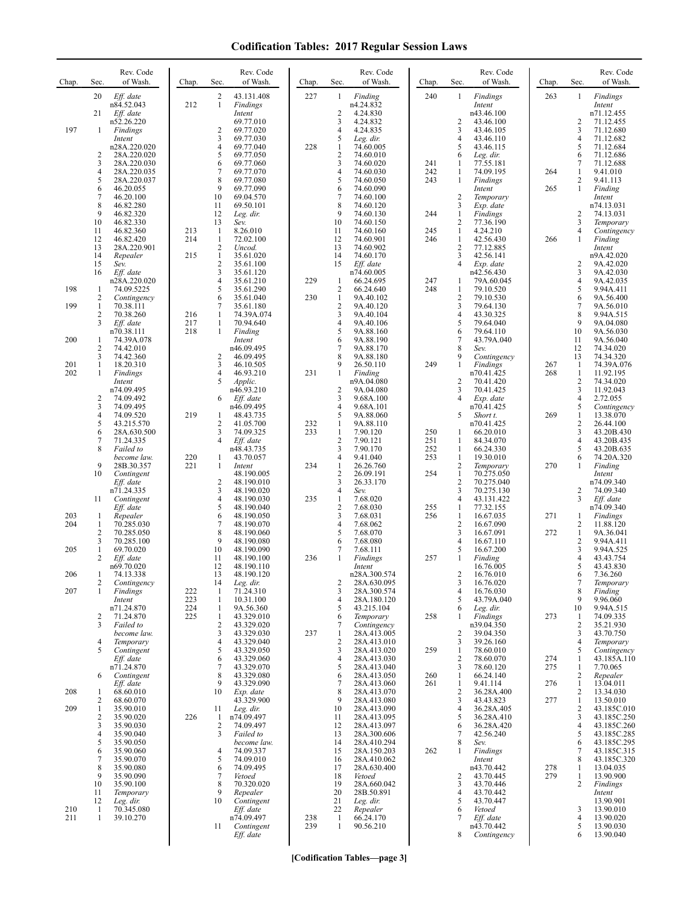# Codification Tables: 2017 Regular Session Laws

| Chap. | Sec. | Rev. Code of Wash. |
|---|---|---|
| | 20 | *Eff. date* n84.52.043 |
| | 21 | *Eff. date* n52.26.220 |
| 197 | 1 | *Findings Intent* n28A.220.020 |
| | 2 | 28A.220.020 |
| | 3 | 28A.220.030 |
| | 4 | 28A.220.035 |
| | 5 | 28A.220.037 |
| | 6 | 46.20.055 |
| | 7 | 46.20.100 |
| | 8 | 46.82.280 |
| | 9 | 46.82.320 |
| | 10 | 46.82.330 |
| | 11 | 46.82.360 |
| | 12 | 46.82.420 |
| | 13 | 28A.220.901 |
| | 14 | *Repealer* |
| | 15 | *Sev.* |
| | 16 | *Eff. date* n28A.220.020 |
| 198 | 1 | 74.09.5225 |
| | 2 | *Contingency* |
| 199 | 1 | 70.38.111 |
| | 2 | 70.38.260 |
| | 3 | *Eff. date* n70.38.111 |
| 200 | 1 | 74.39A.078 |
| | 2 | 74.42.010 |
| | 3 | 74.42.360 |
| 201 | 1 | 18.20.310 |
| 202 | 1 | *Findings Intent* n74.09.495 |
| | 2 | 74.09.492 |
| | 3 | 74.09.495 |
| | 4 | 74.09.520 |
| | 5 | 43.215.570 |
| | 6 | 28A.630.500 |
| | 7 | 71.24.335 |
| | 8 | *Failed to become law.* |
| | 9 | 28B.30.357 |
| | 10 | *Contingent Eff. date* n71.24.335 |
| | 11 | *Contingent Eff. date* |
| 203 | 1 | *Repealer* |
| 204 | 1 | 70.285.030 |
| | 2 | 70.285.050 |
| | 3 | 70.285.100 |
| 205 | 1 | 69.70.020 |
| | 2 | *Eff. date* n69.70.020 |
| 206 | 1 | 74.13.338 |
| | 2 | *Contingency* |
| 207 | 1 | *Findings Intent* n71.24.870 |
| | 2 | 71.24.870 |
| | 3 | *Failed to become law.* |
| | 4 | *Temporary* |
| | 5 | *Contingent Eff. date* n71.24.870 |
| | 6 | *Contingent Eff. date* |
| 208 | 1 | 68.60.010 |
| | 2 | 68.60.070 |
| 209 | 1 | 35.90.010 |
| | 2 | 35.90.020 |
| | 3 | 35.90.030 |
| | 4 | 35.90.040 |
| | 5 | 35.90.050 |
| | 6 | 35.90.060 |
| | 7 | 35.90.070 |
| | 8 | 35.90.080 |
| | 9 | 35.90.090 |
| | 10 | 35.90.100 |
| | 11 | *Temporary* |
| | 12 | *Leg. dir.* |
| 210 | 1 | 70.345.080 |
| 211 | 1 | 39.10.270 |
| | 2 | 43.131.408 |
| 212 | 1 | *Findings Intent* 69.77.010 |
| | 2 | 69.77.020 |
| | 3 | 69.77.030 |
| | 4 | 69.77.040 |
| | 5 | 69.77.050 |
| | 6 | 69.77.060 |
| | 7 | 69.77.070 |
| | 8 | 69.77.080 |
| | 9 | 69.77.090 |
| | 10 | 69.04.570 |
| | 11 | 69.50.101 |
| | 12 | *Leg. dir.* |
| | 13 | *Sev.* |
| 213 | 1 | 8.26.010 |
| 214 | 1 | 72.02.100 |
| | 2 | *Uncod.* |
| 215 | 1 | 35.61.020 |
| | 2 | 35.61.100 |
| | 3 | 35.61.120 |
| | 4 | 35.61.210 |
| | 5 | 35.61.290 |
| | 6 | 35.61.040 |
| | 7 | 35.61.180 |
| 216 | 1 | 74.39A.074 |
| 217 | 1 | 70.94.640 |
| 218 | 1 | *Finding Intent* n46.09.495 |
| | 2 | 46.09.495 |
| | 3 | 46.10.505 |
| | 4 | 46.93.210 |
| | 5 | *Applic.* n46.93.210 |
| | 6 | *Eff. date* n46.09.495 |
| 219 | 1 | 48.43.735 |
| | 2 | 41.05.700 |
| | 3 | 74.09.325 |
| | 4 | *Eff. date* n48.43.735 |
| 220 | 1 | 43.70.057 |
| 221 | 1 | *Intent* 48.190.005 |
| | 2 | 48.190.010 |
| | 3 | 48.190.020 |
| | 4 | 48.190.030 |
| | 5 | 48.190.040 |
| | 6 | 48.190.050 |
| | 7 | 48.190.070 |
| | 8 | 48.190.060 |
| | 9 | 48.190.080 |
| | 10 | 48.190.090 |
| | 11 | 48.190.100 |
| | 12 | 48.190.110 |
| | 13 | 48.190.120 |
| | 14 | *Leg. dir.* |
| 222 | 1 | 71.24.310 |
| 223 | 1 | 10.31.100 |
| 224 | 1 | 9A.56.360 |
| 225 | 1 | 43.329.010 |
| | 2 | 43.329.020 |
| | 3 | 43.329.030 |
| | 4 | 43.329.040 |
| | 5 | 43.329.050 |
| | 6 | 43.329.060 |
| | 7 | 43.329.070 |
| | 8 | 43.329.080 |
| | 9 | 43.329.090 |
| | 10 | *Exp. date* 43.329.900 |
| | 11 | *Leg. dir.* |
| 226 | 1 | n74.09.497 |
| | 2 | 74.09.497 |
| | 3 | *Failed to become law.* |
| | 4 | 74.09.337 |
| | 5 | 74.09.010 |
| | 6 | 74.09.495 |
| | 7 | *Vetoed* |
| | 8 | 70.320.020 |
| | 9 | *Repealer* |
| | 10 | *Contingent Eff. date* n74.09.497 |
| | 11 | *Contingent Eff. date* |
| 227 | 1 | *Finding* n4.24.832 |
| | 2 | 4.24.830 |
| | 3 | 4.24.832 |
| | 4 | 4.24.835 |
| | 5 | *Leg. dir.* |
| 228 | 1 | 74.60.005 |
| | 2 | 74.60.010 |
| | 3 | 74.60.020 |
| | 4 | 74.60.030 |
| | 5 | 74.60.050 |
| | 6 | 74.60.090 |
| | 7 | 74.60.100 |
| | 8 | 74.60.120 |
| | 9 | 74.60.130 |
| | 10 | 74.60.150 |
| | 11 | 74.60.160 |
| | 12 | 74.60.901 |
| | 13 | 74.60.902 |
| | 14 | 74.60.170 |
| | 15 | *Eff. date* n74.60.005 |
| 229 | 1 | 66.24.695 |
| | 2 | 66.24.640 |
| 230 | 1 | 9A.40.102 |
| | 2 | 9A.40.120 |
| | 3 | 9A.40.104 |
| | 4 | 9A.40.106 |
| | 5 | 9A.88.160 |
| | 6 | 9A.88.190 |
| | 7 | 9A.88.170 |
| | 8 | 9A.88.180 |
| | 9 | 26.50.110 |
| 231 | 1 | *Finding* n9A.04.080 |
| | 2 | 9A.04.080 |
| | 3 | 9.68A.100 |
| | 4 | 9.68A.101 |
| | 5 | 9A.88.060 |
| 232 | 1 | 9A.88.110 |
| 233 | 1 | 7.90.120 |
| | 2 | 7.90.121 |
| | 3 | 7.90.170 |
| | 4 | 9.41.040 |
| 234 | 1 | 26.26.760 |
| | 2 | 26.09.191 |
| | 3 | 26.33.170 |
| | 4 | *Sev.* |
| 235 | 1 | 7.68.020 |
| | 2 | 7.68.030 |
| | 3 | 7.68.031 |
| | 4 | 7.68.062 |
| | 5 | 7.68.070 |
| | 6 | 7.68.080 |
| | 7 | 7.68.111 |
| 236 | 1 | *Findings Intent* n28A.300.574 |
| | 2 | 28A.630.095 |
| | 3 | 28A.300.574 |
| | 4 | 28A.180.120 |
| | 5 | 43.215.104 |
| | 6 | *Temporary* |
| | 7 | *Contingency* |
| 237 | 1 | 28A.413.005 |
| | 2 | 28A.413.010 |
| | 3 | 28A.413.020 |
| | 4 | 28A.413.030 |
| | 5 | 28A.413.040 |
| | 6 | 28A.413.050 |
| | 7 | 28A.413.060 |
| | 8 | 28A.413.070 |
| | 9 | 28A.413.080 |
| | 10 | 28A.413.090 |
| | 11 | 28A.413.095 |
| | 12 | 28A.413.097 |
| | 13 | 28A.300.606 |
| | 14 | 28A.410.294 |
| | 15 | 28A.150.203 |
| | 16 | 28A.410.062 |
| | 17 | 28A.630.400 |
| | 18 | *Vetoed* |
| | 19 | 28A.660.042 |
| | 20 | 28B.50.891 |
| | 21 | *Leg. dir.* |
| | 22 | *Repealer* |
| 238 | 1 | 66.24.170 |
| 239 | 1 | 90.56.210 |
| 240 | 1 | *Findings Intent* n43.46.100 |
| | 2 | 43.46.100 |
| | 3 | 43.46.105 |
| | 4 | 43.46.110 |
| | 5 | 43.46.115 |
| | 6 | *Leg. dir.* |
| 241 | 1 | 77.55.181 |
| 242 | 1 | 74.09.195 |
| 243 | 1 | *Findings Intent* |
| | 2 | *Temporary* |
| | 3 | *Exp. date* |
| 244 | 1 | *Findings* |
| | 2 | 77.36.190 |
| 245 | 1 | 4.24.210 |
| 246 | 1 | 42.56.430 |
| | 2 | 77.12.885 |
| | 3 | 42.56.141 |
| | 4 | *Exp. date* n42.56.430 |
| 247 | 1 | 79A.60.045 |
| 248 | 1 | 79.10.520 |
| | 2 | 79.10.530 |
| | 3 | 79.64.130 |
| | 4 | 43.30.325 |
| | 5 | 79.64.040 |
| | 6 | 79.64.110 |
| | 7 | 43.79A.040 |
| | 8 | *Sev.* |
| | 9 | *Contingency* |
| 249 | 1 | *Findings* n70.41.425 |
| | 2 | 70.41.420 |
| | 3 | 70.41.425 |
| | 4 | *Exp. date* n70.41.425 |
| | 5 | *Short t.* n70.41.425 |
| 250 | 1 | 66.20.010 |
| 251 | 1 | 84.34.070 |
| 252 | 1 | 66.24.330 |
| 253 | 1 | 19.30.010 |
| | 2 | *Temporary* |
| 254 | 1 | 70.275.050 |
| | 2 | 70.275.040 |
| | 3 | 70.275.130 |
| | 4 | 43.131.422 |
| 255 | 1 | 77.32.155 |
| 256 | 1 | 16.67.035 |
| | 2 | 16.67.090 |
| | 3 | 16.67.091 |
| | 4 | 16.67.110 |
| | 5 | 16.67.200 |
| 257 | 1 | *Finding* 16.76.005 |
| | 2 | 16.76.010 |
| | 3 | 16.76.020 |
| | 4 | 16.76.030 |
| | 5 | 43.79A.040 |
| | 6 | *Leg. dir.* |
| 258 | 1 | *Findings* n39.04.350 |
| | 2 | 39.04.350 |
| | 3 | 39.26.160 |
| 259 | 1 | 78.60.010 |
| | 2 | 78.60.070 |
| | 3 | 78.60.120 |
| 260 | 1 | 66.24.140 |
| 261 | 1 | 9.41.114 |
| | 2 | 36.28A.400 |
| | 3 | 43.43.823 |
| | 4 | 36.28A.405 |
| | 5 | 36.28A.410 |
| | 6 | 36.28A.420 |
| | 7 | 42.56.240 |
| | 8 | *Sev.* |
| 262 | 1 | *Findings Intent* n43.70.442 |
| | 2 | 43.70.445 |
| | 3 | 43.70.446 |
| | 4 | 43.70.442 |
| | 5 | 43.70.447 |
| | 6 | *Vetoed* |
| | 7 | *Eff. date* n43.70.442 |
| | 8 | *Contingency* |
| 263 | 1 | *Findings Intent* n71.12.455 |
| | 2 | 71.12.455 |
| | 3 | 71.12.680 |
| | 4 | 71.12.682 |
| | 5 | 71.12.684 |
| | 6 | 71.12.686 |
| | 7 | 71.12.688 |
| 264 | 1 | 9.41.010 |
| | 2 | 9.41.113 |
| 265 | 1 | *Finding Intent* n74.13.031 |
| | 2 | 74.13.031 |
| | 3 | *Temporary* |
| | 4 | *Contingency* |
| 266 | 1 | *Finding Intent* n9A.42.020 |
| | 2 | 9A.42.020 |
| | 3 | 9A.42.030 |
| | 4 | 9A.42.035 |
| | 5 | 9.94A.411 |
| | 6 | 9A.56.400 |
| | 7 | 9A.56.010 |
| | 8 | 9.94A.515 |
| | 9 | 9A.04.080 |
| | 10 | 9A.56.030 |
| | 11 | 9A.56.040 |
| | 12 | 74.34.020 |
| | 13 | 74.34.320 |
| 267 | 1 | 74.39A.076 |
| 268 | 1 | 11.92.195 |
| | 2 | 74.34.020 |
| | 3 | 11.92.043 |
| | 4 | 2.72.055 |
| | 5 | *Contingency* |
| 269 | 1 | 13.38.070 |
| | 2 | 26.44.100 |
| | 3 | 43.20B.430 |
| | 4 | 43.20B.435 |
| | 5 | 43.20B.635 |
| | 6 | 74.20A.320 |
| 270 | 1 | *Finding Intent* n74.09.340 |
| | 2 | 74.09.340 |
| | 3 | *Eff. date* n74.09.340 |
| 271 | 1 | *Findings* |
| | 2 | 11.88.120 |
| 272 | 1 | 9A.36.041 |
| | 2 | 9.94A.411 |
| | 3 | 9.94A.525 |
| | 4 | 43.43.754 |
| | 5 | 43.43.830 |
| | 6 | 7.36.260 |
| | 7 | *Temporary* |
| | 8 | *Finding* |
| | 9 | 9.96.060 |
| | 10 | 9.94A.515 |
| 273 | 1 | 74.09.335 |
| | 2 | 35.21.930 |
| | 3 | 43.70.750 |
| | 4 | *Temporary* |
| | 5 | *Contingency* |
| 274 | 1 | 43.185A.110 |
| 275 | 1 | 7.70.065 |
| | 2 | *Repealer* |
| 276 | 1 | 13.04.011 |
| | 2 | 13.34.030 |
| 277 | 1 | 13.50.010 |
| | 2 | 43.185C.010 |
| | 3 | 43.185C.250 |
| | 4 | 43.185C.260 |
| | 5 | 43.185C.285 |
| | 6 | 43.185C.295 |
| | 7 | 43.185C.315 |
| | 8 | 43.185C.320 |
| 278 | 1 | 13.04.035 |
| 279 | 1 | 13.90.900 |
| | 2 | *Findings Intent* 13.90.901 |
| | 3 | 13.90.010 |
| | 4 | 13.90.020 |
| | 5 | 13.90.030 |
| | 6 | 13.90.040 |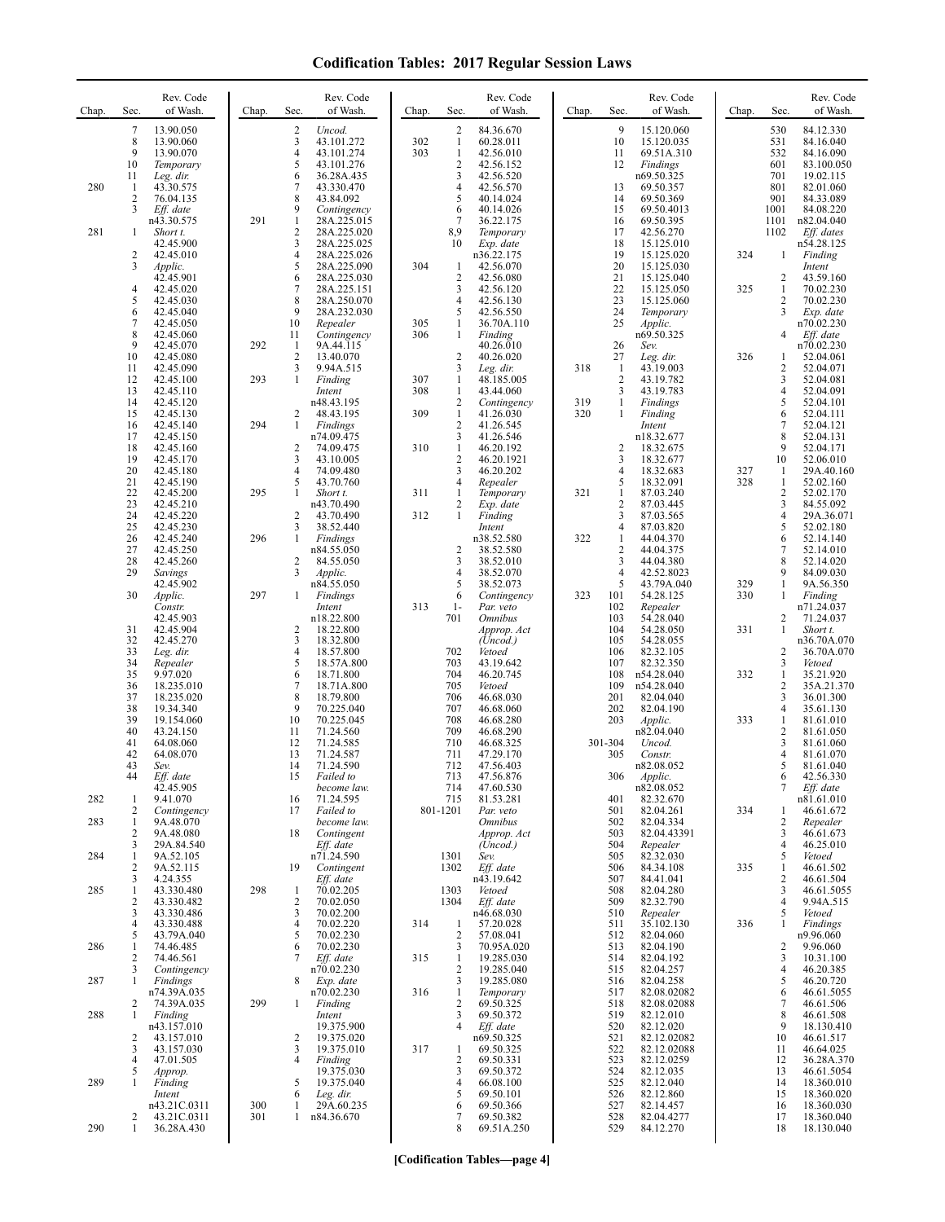# Codification Tables: 2017 Regular Session Laws

| Chap. | Sec. | Rev. Code of Wash. |
|---|---|---|
| | 7 | 13.90.050 |
| | 8 | 13.90.060 |
| | 9 | 13.90.070 |
| | 10 | *Temporary* |
| | 11 | *Leg. dir.* |
| 280 | 1 | 43.30.575 |
| | 2 | 76.04.135 |
| | 3 | *Eff. date* n43.30.575 |
| 281 | 1 | *Short t.* 42.45.900 |
| | 2 | 42.45.010 |
| | 3 | *Applic.* 42.45.901 |
| | 4 | 42.45.020 |
| | 5 | 42.45.030 |
| | 6 | 42.45.040 |
| | 7 | 42.45.050 |
| | 8 | 42.45.060 |
| | 9 | 42.45.070 |
| | 10 | 42.45.080 |
| | 11 | 42.45.090 |
| | 12 | 42.45.100 |
| | 13 | 42.45.110 |
| | 14 | 42.45.120 |
| | 15 | 42.45.130 |
| | 16 | 42.45.140 |
| | 17 | 42.45.150 |
| | 18 | 42.45.160 |
| | 19 | 42.45.170 |
| | 20 | 42.45.180 |
| | 21 | 42.45.190 |
| | 22 | 42.45.200 |
| | 23 | 42.45.210 |
| | 24 | 42.45.220 |
| | 25 | 42.45.230 |
| | 26 | 42.45.240 |
| | 27 | 42.45.250 |
| | 28 | 42.45.260 |
| | 29 | *Savings* 42.45.902 |
| | 30 | *Applic. Constr.* 42.45.903 |
| | 31 | 42.45.904 |
| | 32 | 42.45.270 |
| | 33 | *Leg. dir.* |
| | 34 | *Repealer* |
| | 35 | 9.97.020 |
| | 36 | 18.235.010 |
| | 37 | 18.235.020 |
| | 38 | 19.34.340 |
| | 39 | 19.154.060 |
| | 40 | 43.24.150 |
| | 41 | 64.08.060 |
| | 42 | 64.08.070 |
| | 43 | *Sev.* |
| | 44 | *Eff. date* 42.45.905 |
| 282 | 1 | 9.41.070 |
| | 2 | *Contingency* |
| 283 | 1 | 9A.48.070 |
| | 2 | 9A.48.080 |
| | 3 | 29A.84.540 |
| 284 | 1 | 9A.52.105 |
| | 2 | 9A.52.115 |
| | 3 | 4.24.355 |
| 285 | 1 | 43.330.480 |
| | 2 | 43.330.482 |
| | 3 | 43.330.486 |
| | 4 | 43.330.488 |
| | 5 | 43.79A.040 |
| 286 | 1 | 74.46.485 |
| | 2 | 74.46.561 |
| | 3 | *Contingency* |
| 287 | 1 | *Findings* n74.39A.035 |
| | 2 | 74.39A.035 |
| 288 | 1 | *Finding* n43.157.010 |
| | 2 | 43.157.010 |
| | 3 | 43.157.030 |
| | 4 | 47.01.505 |
| | 5 | *Approp.* |
| 289 | 1 | *Finding Intent* n43.21C.0311 |
| | 2 | 43.21C.0311 |
| 290 | 1 | 36.28A.430 |
| | 2 | *Uncod.* |
| | 3 | 43.101.272 |
| | 4 | 43.101.274 |
| | 5 | 43.101.276 |
| | 6 | 36.28A.435 |
| | 7 | 43.330.470 |
| | 8 | 43.84.092 |
| | 9 | *Contingency* |
| 291 | 1 | 28A.225.015 |
| | 2 | 28A.225.020 |
| | 3 | 28A.225.025 |
| | 4 | 28A.225.026 |
| | 5 | 28A.225.090 |
| | 6 | 28A.225.030 |
| | 7 | 28A.225.151 |
| | 8 | 28A.250.070 |
| | 9 | 28A.232.030 |
| | 10 | *Repealer* |
| | 11 | *Contingency* |
| 292 | 1 | 9A.44.115 |
| | 2 | 13.40.070 |
| | 3 | 9.94A.515 |
| 293 | 1 | *Finding Intent* n48.43.195 |
| | 2 | 48.43.195 |
| 294 | 1 | *Findings* n74.09.475 |
| | 2 | 74.09.475 |
| | 3 | 43.10.005 |
| | 4 | 74.09.480 |
| | 5 | 43.70.760 |
| 295 | 1 | *Short t.* n43.70.490 |
| | 2 | 43.70.490 |
| | 3 | 38.52.440 |
| 296 | 1 | *Findings* n84.55.050 |
| | 2 | 84.55.050 |
| | 3 | *Applic.* n84.55.050 |
| 297 | 1 | *Findings Intent* n18.22.800 |
| | 2 | 18.22.800 |
| | 3 | 18.32.800 |
| | 4 | 18.57.800 |
| | 5 | 18.57A.800 |
| | 6 | 18.71.800 |
| | 7 | 18.71A.800 |
| | 8 | 18.79.800 |
| | 9 | 70.225.040 |
| | 10 | 70.225.045 |
| | 11 | 71.24.560 |
| | 12 | 71.24.585 |
| | 13 | 71.24.587 |
| | 14 | 71.24.590 |
| | 15 | *Failed to become law.* |
| | 16 | 71.24.595 |
| | 17 | *Failed to become law.* |
| | 18 | *Contingent Eff. date* n71.24.590 |
| | 19 | *Contingent Eff. date* |
| 298 | 1 | 70.02.205 |
| | 2 | 70.02.050 |
| | 3 | 70.02.200 |
| | 4 | 70.02.220 |
| | 5 | 70.02.230 |
| | 6 | 70.02.230 |
| | 7 | *Eff. date* n70.02.230 |
| | 8 | *Exp. date* n70.02.230 |
| 299 | 1 | *Finding Intent* 19.375.900 |
| | 2 | 19.375.020 |
| | 3 | 19.375.010 |
| | 4 | *Finding* 19.375.030 |
| | 5 | 19.375.040 |
| | 6 | *Leg. dir.* |
| 300 | 1 | 29A.60.235 |
| 301 | 1 | n84.36.670 |
| | 2 | 84.36.670 |
| 302 | 1 | 60.28.011 |
| 303 | 1 | 42.56.010 |
| | 2 | 42.56.152 |
| | 3 | 42.56.520 |
| | 4 | 42.56.570 |
| | 5 | 40.14.024 |
| | 6 | 40.14.026 |
| | 7 | 36.22.175 |
| | 8,9 | *Temporary* |
| | 10 | *Exp. date* n36.22.175 |
| 304 | 1 | 42.56.070 |
| | 2 | 42.56.080 |
| | 3 | 42.56.120 |
| | 4 | 42.56.130 |
| | 5 | 42.56.550 |
| 305 | 1 | 36.70A.110 |
| 306 | 1 | *Finding* 40.26.010 |
| | 2 | 40.26.020 |
| | 3 | *Leg. dir.* |
| 307 | 1 | 48.185.005 |
| 308 | 1 | 43.44.060 |
| | 2 | *Contingency* |
| 309 | 1 | 41.26.030 |
| | 2 | 41.26.545 |
| | 3 | 41.26.546 |
| 310 | 1 | 46.20.192 |
| | 2 | 46.20.1921 |
| | 3 | 46.20.202 |
| | 4 | *Repealer* |
| 311 | 1 | *Temporary* |
| | 2 | *Exp. date* |
| 312 | 1 | *Finding Intent* n38.52.580 |
| | 2 | 38.52.580 |
| | 3 | 38.52.010 |
| | 4 | 38.52.070 |
| | 5 | 38.52.073 |
| | 6 | *Contingency* |
| 313 | 1-701 | *Par. veto Omnibus Approp. Act (Uncod.)* |
| | 702 | *Vetoed* |
| | 703 | 43.19.642 |
| | 704 | 46.20.745 |
| | 705 | *Vetoed* |
| | 706 | 46.68.030 |
| | 707 | 46.68.060 |
| | 708 | 46.68.280 |
| | 709 | 46.68.290 |
| | 710 | 46.68.325 |
| | 711 | 47.29.170 |
| | 712 | 47.56.403 |
| | 713 | 47.56.876 |
| | 714 | 47.60.530 |
| | 715 | 81.53.281 |
| | 801-1201 | *Par. veto Omnibus Approp. Act (Uncod.)* |
| | 1301 | *Sev.* |
| | 1302 | *Eff. date* n43.19.642 |
| | 1303 | *Vetoed* |
| | 1304 | *Eff. date* n46.68.030 |
| 314 | 1 | 57.20.028 |
| | 2 | 57.08.041 |
| | 3 | 70.95A.020 |
| 315 | 1 | 19.285.030 |
| | 2 | 19.285.040 |
| | 3 | 19.285.080 |
| 316 | 1 | *Temporary* |
| | 2 | 69.50.325 |
| | 3 | 69.50.372 |
| | 4 | *Eff. date* n69.50.325 |
| 317 | 1 | 69.50.325 |
| | 2 | 69.50.331 |
| | 3 | 69.50.372 |
| | 4 | 66.08.100 |
| | 5 | 69.50.101 |
| | 6 | 69.50.366 |
| | 7 | 69.50.382 |
| | 8 | 69.51A.250 |
| | 9 | 15.120.060 |
| | 10 | 15.120.035 |
| | 11 | 69.51A.310 |
| | 12 | *Findings* n69.50.325 |
| | 13 | 69.50.357 |
| | 14 | 69.50.369 |
| | 15 | 69.50.4013 |
| | 16 | 69.50.395 |
| | 17 | 42.56.270 |
| | 18 | 15.125.010 |
| | 19 | 15.125.020 |
| | 20 | 15.125.030 |
| | 21 | 15.125.040 |
| | 22 | 15.125.050 |
| | 23 | 15.125.060 |
| | 24 | *Temporary* |
| | 25 | *Applic.* n69.50.325 |
| | 26 | *Sev.* |
| | 27 | *Leg. dir.* |
| 318 | 1 | 43.19.003 |
| | 2 | 43.19.782 |
| | 3 | 43.19.783 |
| 319 | 1 | *Findings* |
| 320 | 1 | *Finding Intent* n18.32.677 |
| | 2 | 18.32.675 |
| | 3 | 18.32.677 |
| | 4 | 18.32.683 |
| | 5 | 18.32.091 |
| 321 | 1 | 87.03.240 |
| | 2 | 87.03.445 |
| | 3 | 87.03.565 |
| | 4 | 87.03.820 |
| 322 | 1 | 44.04.370 |
| | 2 | 44.04.375 |
| | 3 | 44.04.380 |
| | 4 | 42.52.8023 |
| | 5 | 43.79A.040 |
| 323 | 101 | 54.28.125 |
| | 102 | *Repealer* |
| | 103 | 54.28.040 |
| | 104 | 54.28.050 |
| | 105 | 54.28.055 |
| | 106 | 82.32.105 |
| | 107 | 82.32.350 |
| | 108 | n54.28.040 |
| | 109 | n54.28.040 |
| | 201 | 82.04.040 |
| | 202 | 82.04.190 |
| | 203 | *Applic.* n82.04.040 |
| | 301-304 | *Uncod.* |
| | 305 | *Constr.* n82.08.052 |
| | 306 | *Applic.* n82.08.052 |
| | 401 | 82.32.670 |
| | 501 | 82.04.261 |
| | 502 | 82.04.334 |
| | 503 | 82.04.43391 |
| | 504 | *Repealer* |
| | 505 | 82.32.030 |
| | 506 | 84.34.108 |
| | 507 | 84.41.041 |
| | 508 | 82.04.280 |
| | 509 | 82.32.790 |
| | 510 | *Repealer* |
| | 511 | 35.102.130 |
| | 512 | 82.04.060 |
| | 513 | 82.04.190 |
| | 514 | 82.04.192 |
| | 515 | 82.04.257 |
| | 516 | 82.04.258 |
| | 517 | 82.08.02082 |
| | 518 | 82.08.02088 |
| | 519 | 82.12.010 |
| | 520 | 82.12.020 |
| | 521 | 82.12.02082 |
| | 522 | 82.12.02088 |
| | 523 | 82.12.0259 |
| | 524 | 82.12.035 |
| | 525 | 82.12.040 |
| | 526 | 82.12.860 |
| | 527 | 82.14.457 |
| | 528 | 82.04.4277 |
| | 529 | 84.12.270 |
| | 530 | 84.12.330 |
| | 531 | 84.16.040 |
| | 532 | 84.16.090 |
| | 601 | 83.100.050 |
| | 701 | 19.02.115 |
| | 801 | 82.01.060 |
| | 901 | 84.33.089 |
| | 1001 | 84.08.220 |
| | 1101 | n82.04.040 |
| | 1102 | *Eff. dates* n54.28.125 |
| 324 | 1 | *Finding Intent* |
| | 2 | 43.59.160 |
| 325 | 1 | 70.02.230 |
| | 2 | 70.02.230 |
| | 3 | *Exp. date* n70.02.230 |
| | 4 | *Eff. date* n70.02.230 |
| 326 | 1 | 52.04.061 |
| | 2 | 52.04.071 |
| | 3 | 52.04.081 |
| | 4 | 52.04.091 |
| | 5 | 52.04.101 |
| | 6 | 52.04.111 |
| | 7 | 52.04.121 |
| | 8 | 52.04.131 |
| | 9 | 52.04.171 |
| | 10 | 52.06.010 |
| 327 | 1 | 29A.40.160 |
| 328 | 1 | 52.02.160 |
| | 2 | 52.02.170 |
| | 3 | 84.55.092 |
| | 4 | 29A.36.071 |
| | 5 | 52.02.180 |
| | 6 | 52.14.140 |
| | 7 | 52.14.010 |
| | 8 | 52.14.020 |
| | 9 | 84.09.030 |
| 329 | 1 | 9A.56.350 |
| 330 | 1 | *Finding* n71.24.037 |
| | 2 | 71.24.037 |
| 331 | 1 | *Short t.* n36.70A.070 |
| | 2 | 36.70A.070 |
| | 3 | *Vetoed* |
| 332 | 1 | 35.21.920 |
| | 2 | 35A.21.370 |
| | 3 | 36.01.300 |
| | 4 | 35.61.130 |
| 333 | 1 | 81.61.010 |
| | 2 | 81.61.050 |
| | 3 | 81.61.060 |
| | 4 | 81.61.070 |
| | 5 | 81.61.040 |
| | 6 | 42.56.330 |
| | 7 | *Eff. date* n81.61.010 |
| 334 | 1 | 46.61.672 |
| | 2 | *Repealer* |
| | 3 | 46.61.673 |
| | 4 | 46.25.010 |
| | 5 | *Vetoed* |
| 335 | 1 | 46.61.502 |
| | 2 | 46.61.504 |
| | 3 | 46.61.5055 |
| | 4 | 9.94A.515 |
| | 5 | *Vetoed* |
| 336 | 1 | *Findings* n9.96.060 |
| | 2 | 9.96.060 |
| | 3 | 10.31.100 |
| | 4 | 46.20.385 |
| | 5 | 46.20.720 |
| | 6 | 46.61.5055 |
| | 7 | 46.61.506 |
| | 8 | 46.61.508 |
| | 9 | 18.130.410 |
| | 10 | 46.61.517 |
| | 11 | 46.64.025 |
| | 12 | 36.28A.370 |
| | 13 | 46.61.5054 |
| | 14 | 18.360.010 |
| | 15 | 18.360.020 |
| | 16 | 18.360.030 |
| | 17 | 18.360.040 |
| | 18 | 18.130.040 |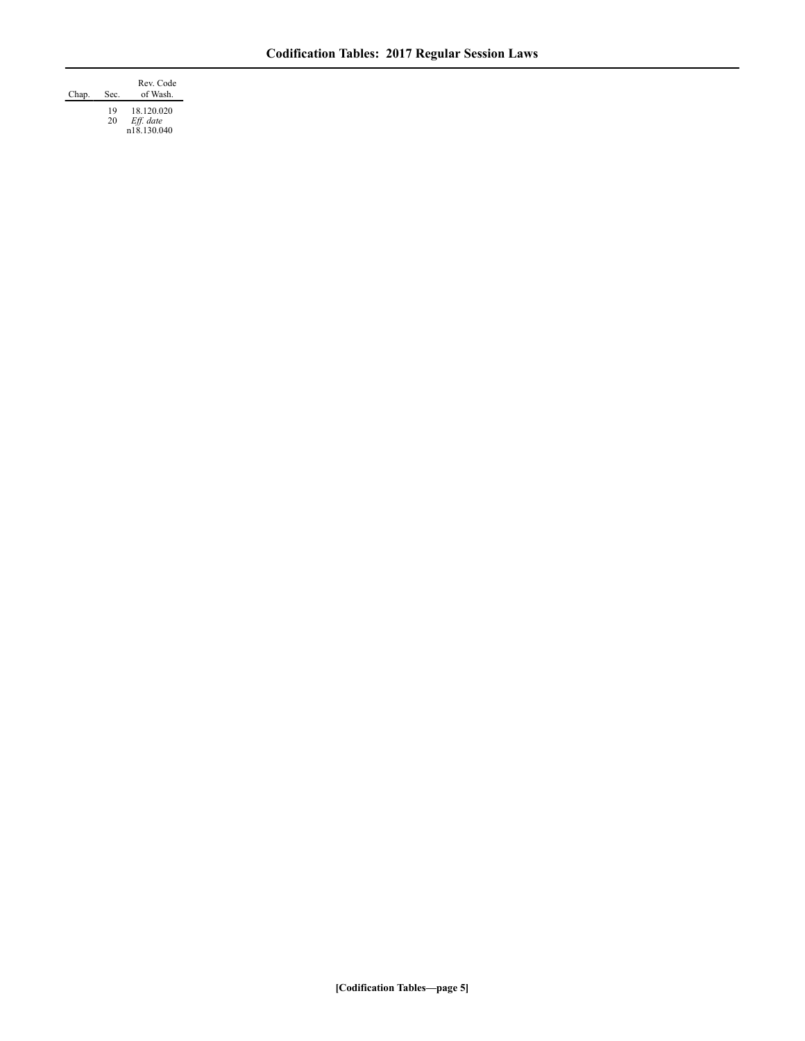| Chap. | Sec. | Rev. Code of Wash. |
| --- | --- | --- |
| | 19 | 18.120.020 |
| | 20 | *Eff. date* n18.130.040 |